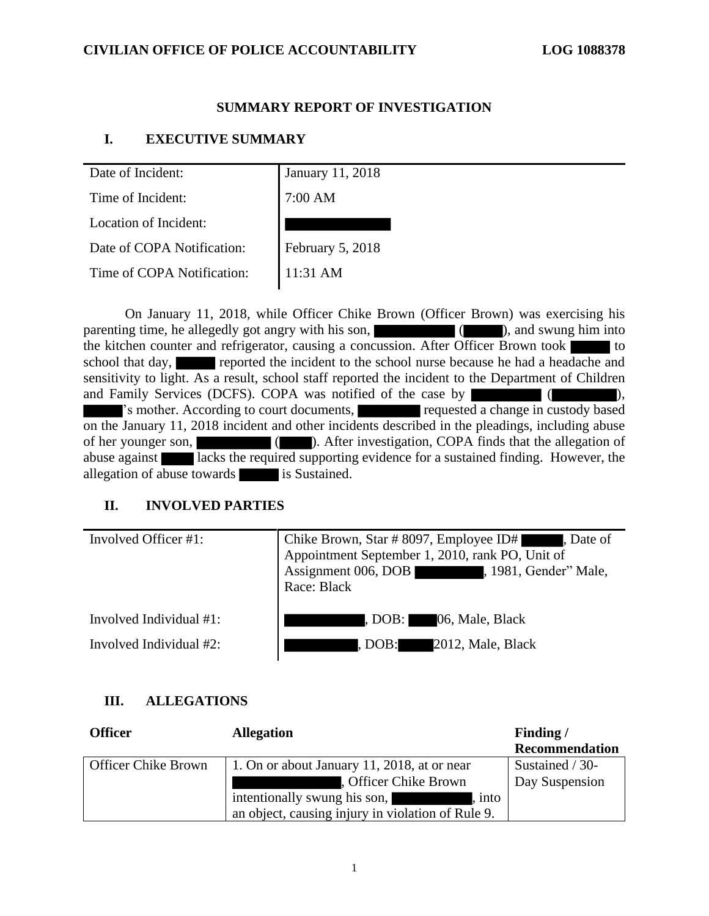**CIVILIAN OFFICE OF POLICE ACCOUNTABILITY** **LOG 1088378**

## SUMMARY REPORT OF INVESTIGATION

## I. EXECUTIVE SUMMARY

| | |
|---|---|
| Date of Incident: | January 11, 2018 |
| Time of Incident: | 7:00 AM |
| Location of Incident: | |
| Date of COPA Notification: | February 5, 2018 |
| Time of COPA Notification: | 11:31 AM |

On January 11, 2018, while Officer Chike Brown (Officer Brown) was exercising his parenting time, he allegedly got angry with his son, ( ), and swung him into the kitchen counter and refrigerator, causing a concussion. After Officer Brown took to school that day, reported the incident to the school nurse because he had a headache and sensitivity to light. As a result, school staff reported the incident to the Department of Children and Family Services (DCFS). COPA was notified of the case by ( ), 's mother. According to court documents, requested a change in custody based on the January 11, 2018 incident and other incidents described in the pleadings, including abuse of her younger son, ( ). After investigation, COPA finds that the allegation of abuse against lacks the required supporting evidence for a sustained finding. However, the allegation of abuse towards is Sustained.

## II. INVOLVED PARTIES

| | |
|---|---|
| Involved Officer #1: | Chike Brown, Star # 8097, Employee ID# , Date of Appointment September 1, 2010, rank PO, Unit of Assignment 006, DOB , 1981, Gender" Male, Race: Black |
| Involved Individual #1: | , DOB: 06, Male, Black |
| Involved Individual #2: | , DOB: 2012, Male, Black |

## III. ALLEGATIONS

| Officer | Allegation | Finding / Recommendation |
|---|---|---|
| Officer Chike Brown | 1. On or about January 11, 2018, at or near , Officer Chike Brown intentionally swung his son, , into an object, causing injury in violation of Rule 9. | Sustained / 30-Day Suspension |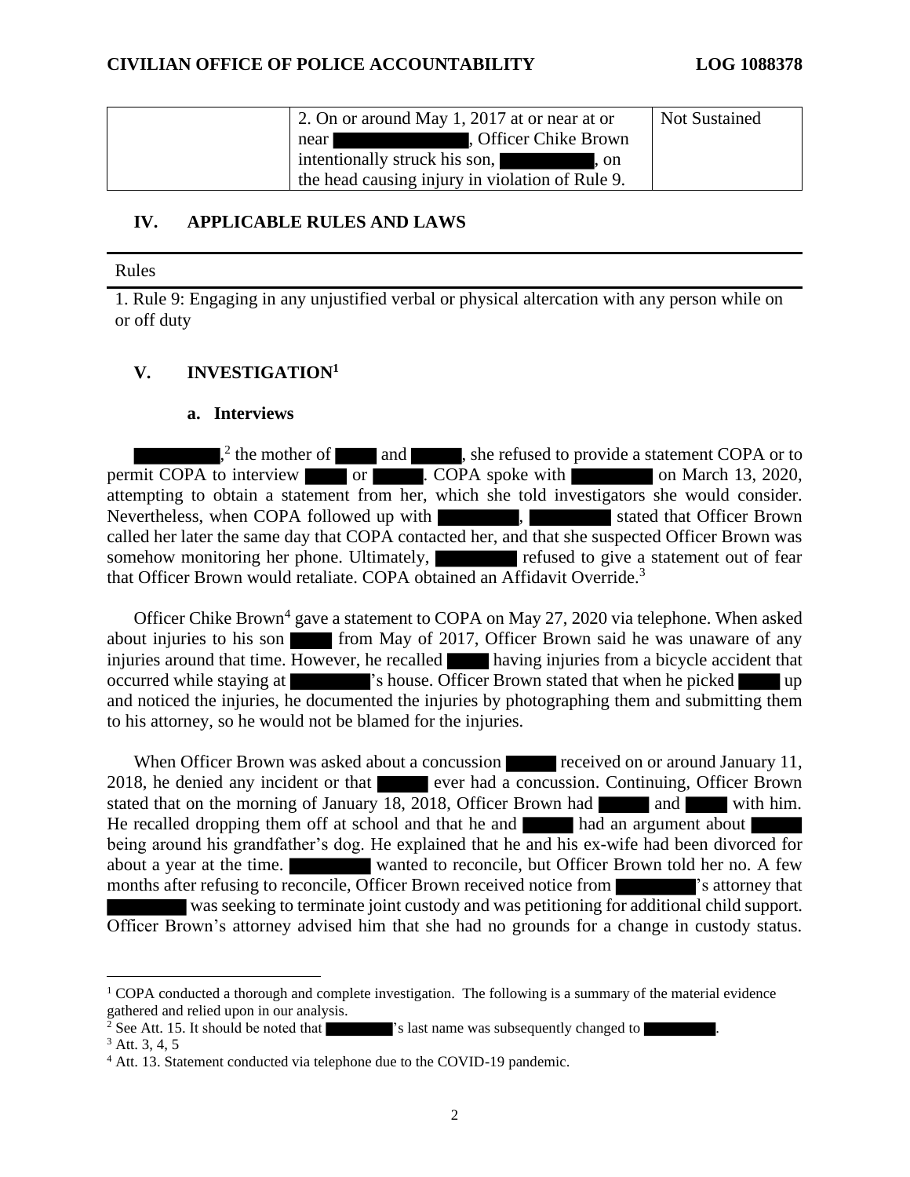| | 2. On or around May 1, 2017 at or near at or near ██████████, Officer Chike Brown intentionally struck his son, ██████, on the head causing injury in violation of Rule 9. | Not Sustained |
|---|---|---|

## IV. APPLICABLE RULES AND LAWS

| Rules |
|---|
| 1. Rule 9: Engaging in any unjustified verbal or physical altercation with any person while on or off duty |

## V. INVESTIGATION[1]

### a. Interviews

██████,[2] the mother of ████ and █████, she refused to provide a statement COPA or to permit COPA to interview ████ or █████. COPA spoke with ██████ on March 13, 2020, attempting to obtain a statement from her, which she told investigators she would consider. Nevertheless, when COPA followed up with ██████, ██████ stated that Officer Brown called her later the same day that COPA contacted her, and that she suspected Officer Brown was somehow monitoring her phone. Ultimately, ██████ refused to give a statement out of fear that Officer Brown would retaliate. COPA obtained an Affidavit Override.[3]

Officer Chike Brown[4] gave a statement to COPA on May 27, 2020 via telephone. When asked about injuries to his son ████ from May of 2017, Officer Brown said he was unaware of any injuries around that time. However, he recalled ████ having injuries from a bicycle accident that occurred while staying at ██████'s house. Officer Brown stated that when he picked ████ up and noticed the injuries, he documented the injuries by photographing them and submitting them to his attorney, so he would not be blamed for the injuries.

When Officer Brown was asked about a concussion █████ received on or around January 11, 2018, he denied any incident or that █████ ever had a concussion. Continuing, Officer Brown stated that on the morning of January 18, 2018, Officer Brown had █████ and ████ with him. He recalled dropping them off at school and that he and █████ had an argument about █████ being around his grandfather's dog. He explained that he and his ex-wife had been divorced for about a year at the time. ██████ wanted to reconcile, but Officer Brown told her no. A few months after refusing to reconcile, Officer Brown received notice from ██████'s attorney that ██████ was seeking to terminate joint custody and was petitioning for additional child support. Officer Brown's attorney advised him that she had no grounds for a change in custody status.

[1] COPA conducted a thorough and complete investigation. The following is a summary of the material evidence gathered and relied upon in our analysis.

[2] See Att. 15. It should be noted that ██████'s last name was subsequently changed to ██████.

[3] Att. 3, 4, 5

[4] Att. 13. Statement conducted via telephone due to the COVID-19 pandemic.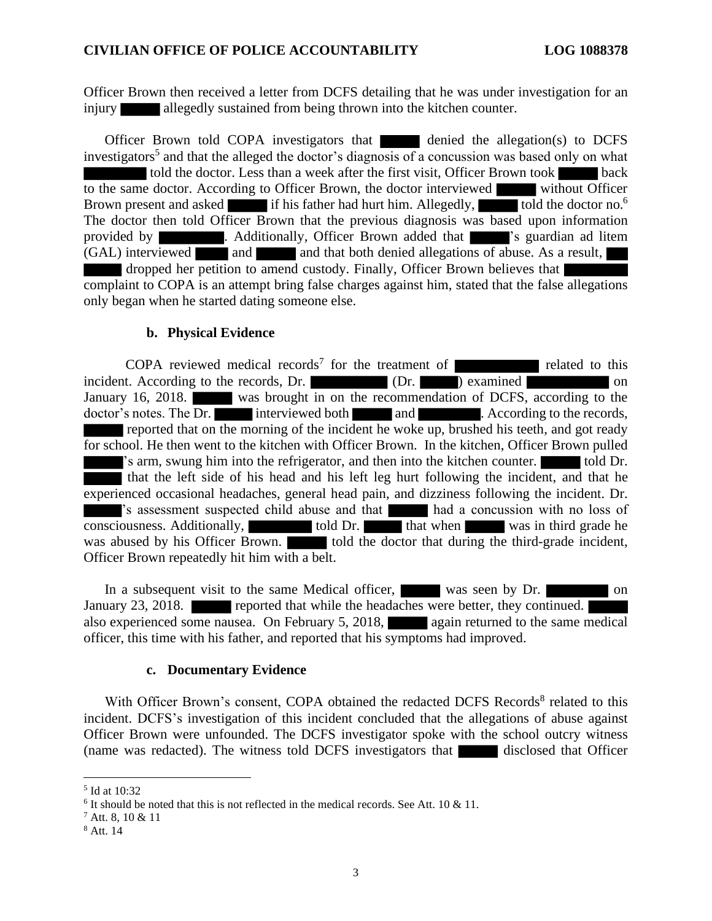Officer Brown then received a letter from DCFS detailing that he was under investigation for an injury ██████ allegedly sustained from being thrown into the kitchen counter.

Officer Brown told COPA investigators that ██████ denied the allegation(s) to DCFS investigators[5] and that the alleged the doctor's diagnosis of a concussion was based only on what ████████ told the doctor. Less than a week after the first visit, Officer Brown took ██████ back to the same doctor. According to Officer Brown, the doctor interviewed ██████ without Officer Brown present and asked ██████ if his father had hurt him. Allegedly, ██████ told the doctor no.[6] The doctor then told Officer Brown that the previous diagnosis was based upon information provided by █████████. Additionally, Officer Brown added that ██████'s guardian ad litem (GAL) interviewed █████ and ██████ and that both denied allegations of abuse. As a result, ███ ██████ dropped her petition to amend custody. Finally, Officer Brown believes that ████████ complaint to COPA is an attempt bring false charges against him, stated that the false allegations only began when he started dating someone else.

### b. Physical Evidence

COPA reviewed medical records[7] for the treatment of ████████████ related to this incident. According to the records, Dr. ██████████ (Dr. ██████) examined ████████████ on January 16, 2018. ██████ was brought in on the recommendation of DCFS, according to the doctor's notes. The Dr. ██████ interviewed both ██████ and █████████. According to the records, ██████ reported that on the morning of the incident he woke up, brushed his teeth, and got ready for school. He then went to the kitchen with Officer Brown. In the kitchen, Officer Brown pulled ██████'s arm, swung him into the refrigerator, and then into the kitchen counter. ██████ told Dr. ██████ that the left side of his head and his left leg hurt following the incident, and that he experienced occasional headaches, general head pain, and dizziness following the incident. Dr. ██████'s assessment suspected child abuse and that ██████ had a concussion with no loss of consciousness. Additionally, █████████ told Dr. ██████ that when ██████ was in third grade he was abused by his Officer Brown. ██████ told the doctor that during the third-grade incident, Officer Brown repeatedly hit him with a belt.

In a subsequent visit to the same Medical officer, ██████ was seen by Dr. █████████ on January 23, 2018. ██████ reported that while the headaches were better, they continued. ██████ also experienced some nausea. On February 5, 2018, ██████ again returned to the same medical officer, this time with his father, and reported that his symptoms had improved.

### c. Documentary Evidence

With Officer Brown's consent, COPA obtained the redacted DCFS Records[8] related to this incident. DCFS's investigation of this incident concluded that the allegations of abuse against Officer Brown were unfounded. The DCFS investigator spoke with the school outcry witness (name was redacted). The witness told DCFS investigators that ██████ disclosed that Officer

---

[5] Id at 10:32

[6] It should be noted that this is not reflected in the medical records. See Att. 10 & 11.

[7] Att. 8, 10 & 11

[8] Att. 14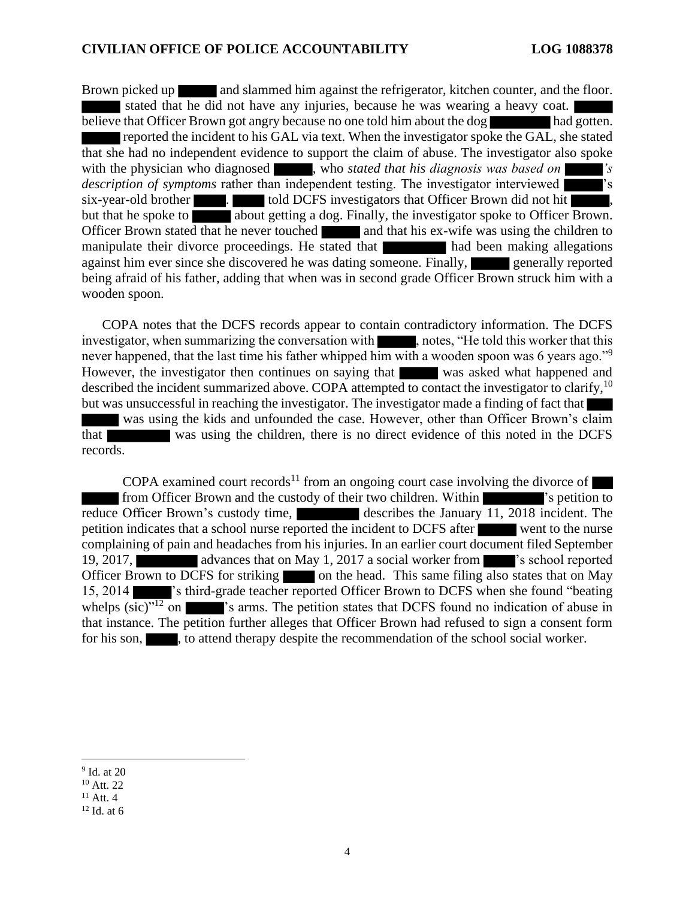Brown picked up ████ and slammed him against the refrigerator, kitchen counter, and the floor. ████ stated that he did not have any injuries, because he was wearing a heavy coat. ████ believe that Officer Brown got angry because no one told him about the dog ████ had gotten. ████ reported the incident to his GAL via text. When the investigator spoke the GAL, she stated that she had no independent evidence to support the claim of abuse. The investigator also spoke with the physician who diagnosed ████, who *stated that his diagnosis was based on ████'s description of symptoms* rather than independent testing. The investigator interviewed ████'s six-year-old brother ████. ████ told DCFS investigators that Officer Brown did not hit ████, but that he spoke to ████ about getting a dog. Finally, the investigator spoke to Officer Brown. Officer Brown stated that he never touched ████ and that his ex-wife was using the children to manipulate their divorce proceedings. He stated that ████ had been making allegations against him ever since she discovered he was dating someone. Finally, ████ generally reported being afraid of his father, adding that when was in second grade Officer Brown struck him with a wooden spoon.

COPA notes that the DCFS records appear to contain contradictory information. The DCFS investigator, when summarizing the conversation with ████, notes, "He told this worker that this never happened, that the last time his father whipped him with a wooden spoon was 6 years ago."[9] However, the investigator then continues on saying that ████ was asked what happened and described the incident summarized above. COPA attempted to contact the investigator to clarify,[10] but was unsuccessful in reaching the investigator. The investigator made a finding of fact that ████ was using the kids and unfounded the case. However, other than Officer Brown's claim that ████ was using the children, there is no direct evidence of this noted in the DCFS records.

COPA examined court records[11] from an ongoing court case involving the divorce of ████ from Officer Brown and the custody of their two children. Within ████'s petition to reduce Officer Brown's custody time, ████ describes the January 11, 2018 incident. The petition indicates that a school nurse reported the incident to DCFS after ████ went to the nurse complaining of pain and headaches from his injuries. In an earlier court document filed September 19, 2017, ████ advances that on May 1, 2017 a social worker from ████'s school reported Officer Brown to DCFS for striking ████ on the head. This same filing also states that on May 15, 2014 ████'s third-grade teacher reported Officer Brown to DCFS when she found "beating whelps (sic)"[12] on ████'s arms. The petition states that DCFS found no indication of abuse in that instance. The petition further alleges that Officer Brown had refused to sign a consent form for his son, ████, to attend therapy despite the recommendation of the school social worker.

---

[9] Id. at 20
[10] Att. 22
[11] Att. 4
[12] Id. at 6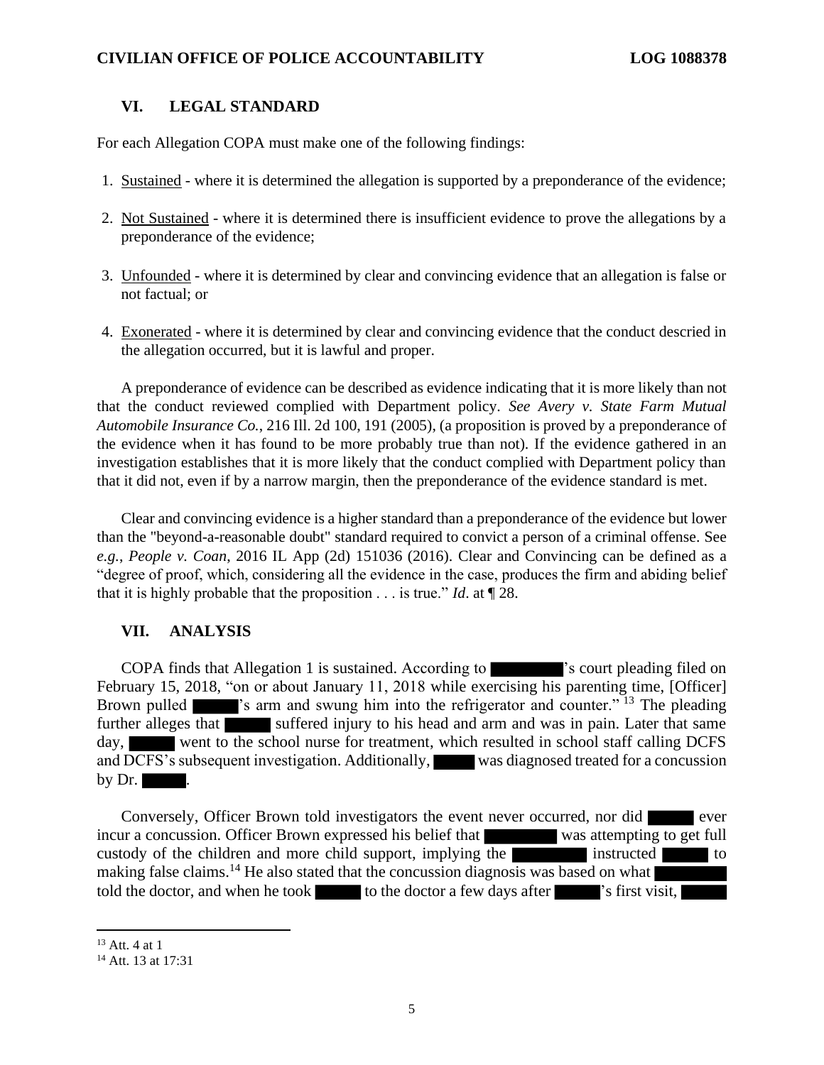## VI. LEGAL STANDARD

For each Allegation COPA must make one of the following findings:

1. Sustained - where it is determined the allegation is supported by a preponderance of the evidence;
2. Not Sustained - where it is determined there is insufficient evidence to prove the allegations by a preponderance of the evidence;
3. Unfounded - where it is determined by clear and convincing evidence that an allegation is false or not factual; or
4. Exonerated - where it is determined by clear and convincing evidence that the conduct descried in the allegation occurred, but it is lawful and proper.

A preponderance of evidence can be described as evidence indicating that it is more likely than not that the conduct reviewed complied with Department policy. *See Avery v. State Farm Mutual Automobile Insurance Co.*, 216 Ill. 2d 100, 191 (2005), (a proposition is proved by a preponderance of the evidence when it has found to be more probably true than not). If the evidence gathered in an investigation establishes that it is more likely that the conduct complied with Department policy than that it did not, even if by a narrow margin, then the preponderance of the evidence standard is met.

Clear and convincing evidence is a higher standard than a preponderance of the evidence but lower than the "beyond-a-reasonable doubt" standard required to convict a person of a criminal offense. See *e.g.*, *People v. Coan*, 2016 IL App (2d) 151036 (2016). Clear and Convincing can be defined as a "degree of proof, which, considering all the evidence in the case, produces the firm and abiding belief that it is highly probable that the proposition . . . is true." *Id*. at ¶ 28.

## VII. ANALYSIS

COPA finds that Allegation 1 is sustained. According to ████████'s court pleading filed on February 15, 2018, "on or about January 11, 2018 while exercising his parenting time, [Officer] Brown pulled █████'s arm and swung him into the refrigerator and counter." [13] The pleading further alleges that █████ suffered injury to his head and arm and was in pain. Later that same day, █████ went to the school nurse for treatment, which resulted in school staff calling DCFS and DCFS's subsequent investigation. Additionally, █████ was diagnosed treated for a concussion by Dr. █████.

Conversely, Officer Brown told investigators the event never occurred, nor did █████ ever incur a concussion. Officer Brown expressed his belief that ████████ was attempting to get full custody of the children and more child support, implying the ████████ instructed █████ to making false claims.[14] He also stated that the concussion diagnosis was based on what ████████ told the doctor, and when he took █████ to the doctor a few days after █████'s first visit, █████

[13] Att. 4 at 1

[14] Att. 13 at 17:31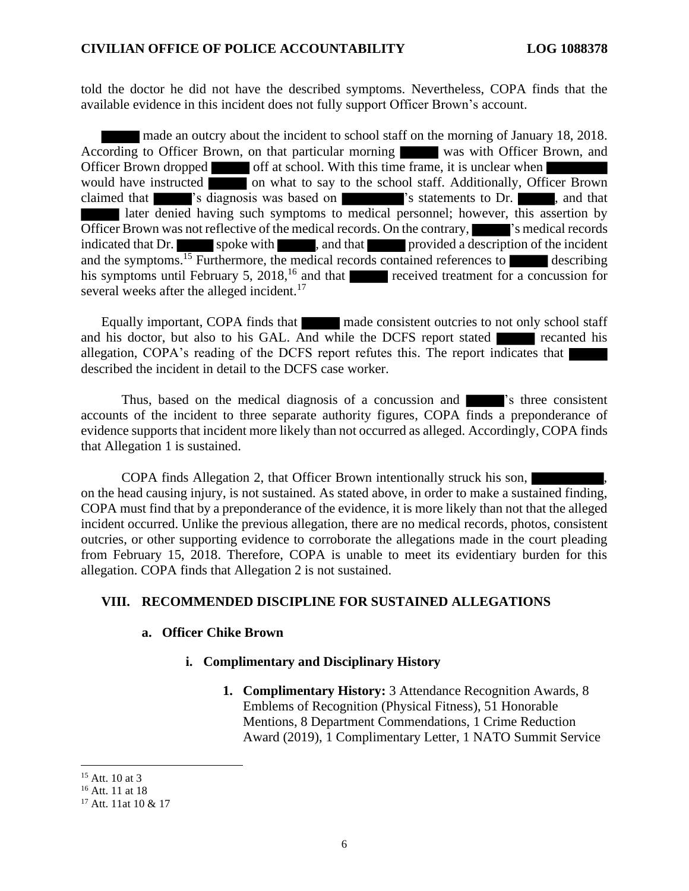told the doctor he did not have the described symptoms. Nevertheless, COPA finds that the available evidence in this incident does not fully support Officer Brown's account.

█████ made an outcry about the incident to school staff on the morning of January 18, 2018. According to Officer Brown, on that particular morning █████ was with Officer Brown, and Officer Brown dropped █████ off at school. With this time frame, it is unclear when ███████ would have instructed █████ on what to say to the school staff. Additionally, Officer Brown claimed that █████'s diagnosis was based on ███████'s statements to Dr. █████, and that █████ later denied having such symptoms to medical personnel; however, this assertion by Officer Brown was not reflective of the medical records. On the contrary, █████'s medical records indicated that Dr. █████ spoke with █████, and that █████ provided a description of the incident and the symptoms.[15] Furthermore, the medical records contained references to █████ describing his symptoms until February 5, 2018,[16] and that █████ received treatment for a concussion for several weeks after the alleged incident.[17]

Equally important, COPA finds that █████ made consistent outcries to not only school staff and his doctor, but also to his GAL. And while the DCFS report stated █████ recanted his allegation, COPA's reading of the DCFS report refutes this. The report indicates that █████ described the incident in detail to the DCFS case worker.

Thus, based on the medical diagnosis of a concussion and █████'s three consistent accounts of the incident to three separate authority figures, COPA finds a preponderance of evidence supports that incident more likely than not occurred as alleged. Accordingly, COPA finds that Allegation 1 is sustained.

COPA finds Allegation 2, that Officer Brown intentionally struck his son, █████████, on the head causing injury, is not sustained. As stated above, in order to make a sustained finding, COPA must find that by a preponderance of the evidence, it is more likely than not that the alleged incident occurred. Unlike the previous allegation, there are no medical records, photos, consistent outcries, or other supporting evidence to corroborate the allegations made in the court pleading from February 15, 2018. Therefore, COPA is unable to meet its evidentiary burden for this allegation. COPA finds that Allegation 2 is not sustained.

## VIII. RECOMMENDED DISCIPLINE FOR SUSTAINED ALLEGATIONS

### a. Officer Chike Brown

#### i. Complimentary and Disciplinary History

1. **Complimentary History:** 3 Attendance Recognition Awards, 8 Emblems of Recognition (Physical Fitness), 51 Honorable Mentions, 8 Department Commendations, 1 Crime Reduction Award (2019), 1 Complimentary Letter, 1 NATO Summit Service

---

[15] Att. 10 at 3

[16] Att. 11 at 18

[17] Att. 11at 10 & 17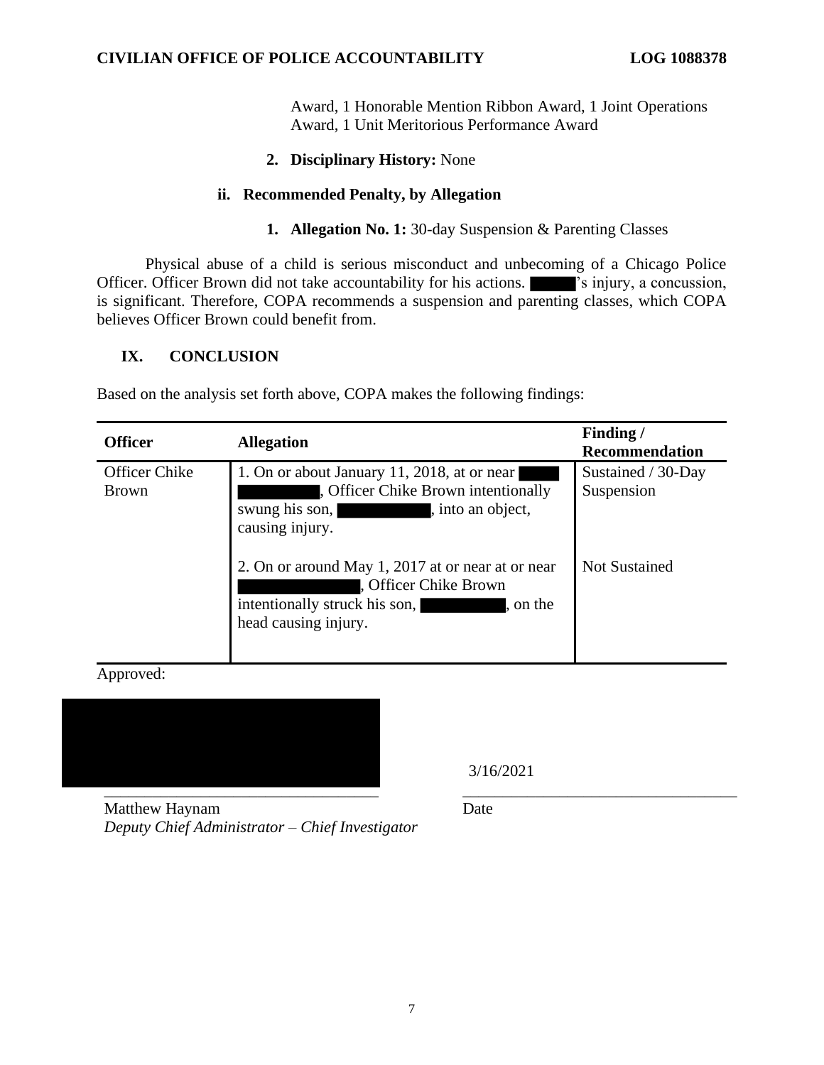Award, 1 Honorable Mention Ribbon Award, 1 Joint Operations Award, 1 Unit Meritorious Performance Award

**2. Disciplinary History:** None

**ii. Recommended Penalty, by Allegation**

**1. Allegation No. 1:** 30-day Suspension & Parenting Classes

Physical abuse of a child is serious misconduct and unbecoming of a Chicago Police Officer. Officer Brown did not take accountability for his actions. ██████'s injury, a concussion, is significant. Therefore, COPA recommends a suspension and parenting classes, which COPA believes Officer Brown could benefit from.

## IX. CONCLUSION

Based on the analysis set forth above, COPA makes the following findings:

| Officer | Allegation | Finding / Recommendation |
|---|---|---|
| Officer Chike Brown | 1. On or about January 11, 2018, at or near ██████ ██████████, Officer Chike Brown intentionally swung his son, ██████████, into an object, causing injury. | Sustained / 30-Day Suspension |
| | 2. On or around May 1, 2017 at or near at or near ██████████████, Officer Chike Brown intentionally struck his son, ██████████, on the head causing injury. | Not Sustained |

Approved:

██████████████████

3/16/2021

Matthew Haynam
*Deputy Chief Administrator – Chief Investigator*

Date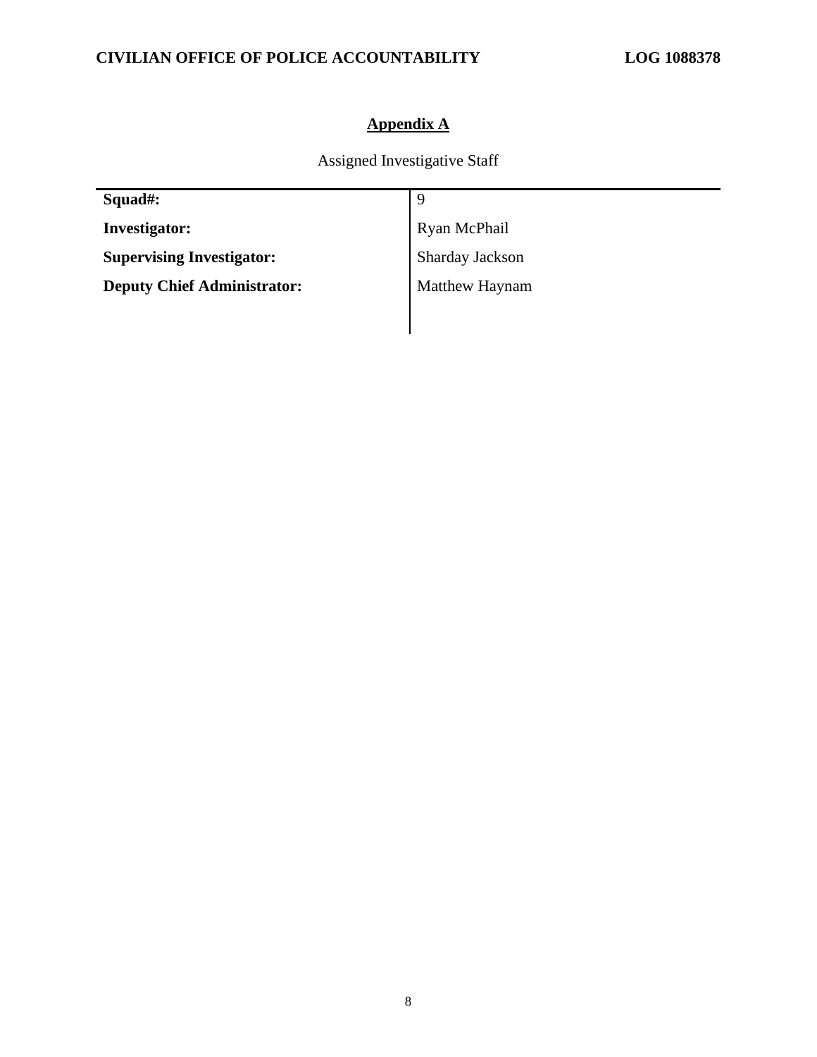## Appendix A

Assigned Investigative Staff

| | |
|---|---|
| **Squad#:** | 9 |
| **Investigator:** | Ryan McPhail |
| **Supervising Investigator:** | Sharday Jackson |
| **Deputy Chief Administrator:** | Matthew Haynam |